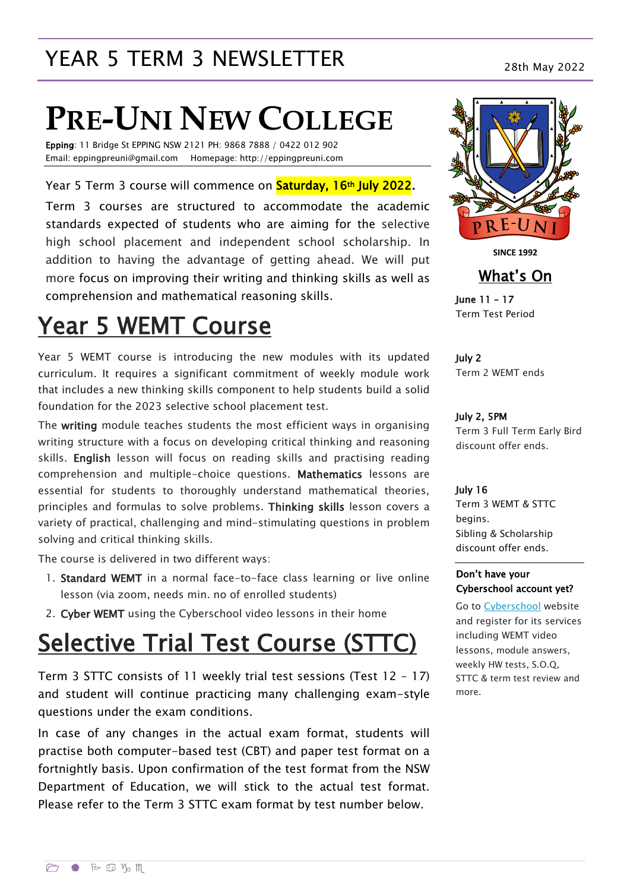# YEAR 5 TERM 3 NEWSLETTER

28th May 2022

# PRE-UNI NEW COLLEGE

**Epping**: 11 Bridge St EPPING NSW 2121 PH: 9868 7888 / 0422 012 902
Email: eppingpreuni@gmail.com Homepage: http://eppingpreuni.com

Year 5 Term 3 course will commence on **Saturday, 16th July 2022.**

Term 3 courses are structured to accommodate the academic standards expected of students who are aiming for the selective high school placement and independent school scholarship. In addition to having the advantage of getting ahead. We will put more focus on improving their writing and thinking skills as well as comprehension and mathematical reasoning skills.

## Year 5 WEMT Course

Year 5 WEMT course is introducing the new modules with its updated curriculum. It requires a significant commitment of weekly module work that includes a new thinking skills component to help students build a solid foundation for the 2023 selective school placement test.

The **writing** module teaches students the most efficient ways in organising writing structure with a focus on developing critical thinking and reasoning skills. **English** lesson will focus on reading skills and practising reading comprehension and multiple-choice questions. **Mathematics** lessons are essential for students to thoroughly understand mathematical theories, principles and formulas to solve problems. **Thinking skills** lesson covers a variety of practical, challenging and mind-stimulating questions in problem solving and critical thinking skills.

The course is delivered in two different ways:

1. **Standard WEMT** in a normal face-to-face class learning or live online lesson (via zoom, needs min. no of enrolled students)
2. **Cyber WEMT** using the Cyberschool video lessons in their home

## Selective Trial Test Course (STTC)

Term 3 STTC consists of 11 weekly trial test sessions (Test 12 – 17) and student will continue practicing many challenging exam-style questions under the exam conditions.

In case of any changes in the actual exam format, students will practise both computer-based test (CBT) and paper test format on a fortnightly basis. Upon confirmation of the test format from the NSW Department of Education, we will stick to the actual test format. Please refer to the Term 3 STTC exam format by test number below.

SINCE 1992

## What's On

**June 11 – 17**
Term Test Period

**July 2**
Term 2 WEMT ends

**July 2, 5PM**
Term 3 Full Term Early Bird discount offer ends.

**July 16**
Term 3 WEMT & STTC begins.
Sibling & Scholarship discount offer ends.

**Don't have your Cyberschool account yet?**

Go to Cyberschool website and register for its services including WEMT video lessons, module answers, weekly HW tests, S.O.Q, STTC & term test review and more.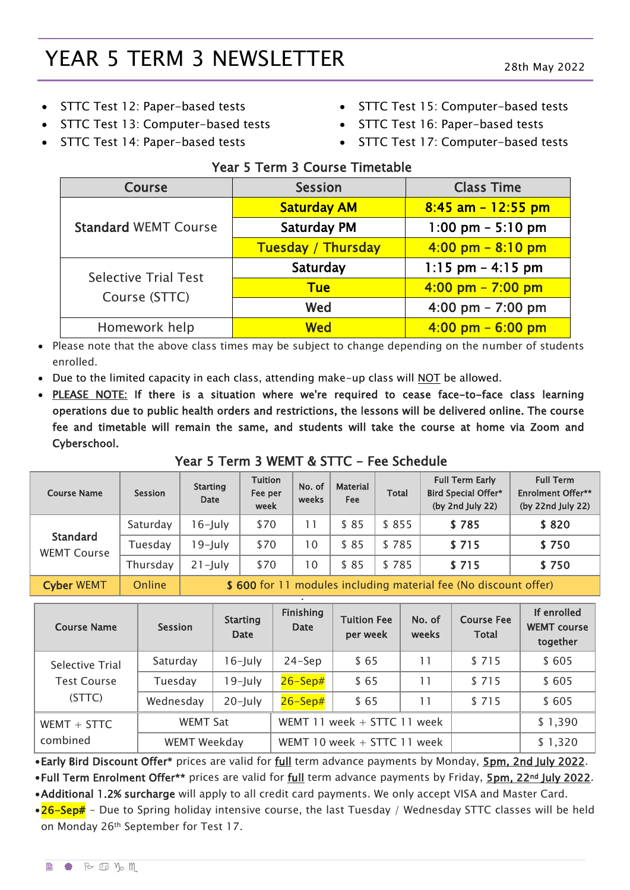# YEAR 5 TERM 3 NEWSLETTER

28th May 2022

- STTC Test 12: Paper-based tests
- STTC Test 13: Computer-based tests
- STTC Test 14: Paper-based tests
- STTC Test 15: Computer-based tests
- STTC Test 16: Paper-based tests
- STTC Test 17: Computer-based tests

## Year 5 Term 3 Course Timetable

| Course | Session | Class Time |
|---|---|---|
| **Standard** WEMT Course | **Saturday AM** | **8:45 am – 12:55 pm** |
| | **Saturday PM** | 1:00 pm – 5:10 pm |
| | **Tuesday / Thursday** | 4:00 pm – 8:10 pm |
| Selective Trial Test Course (STTC) | **Saturday** | 1:15 pm – 4:15 pm |
| | **Tue** | 4:00 pm – 7:00 pm |
| | **Wed** | 4:00 pm – 7:00 pm |
| Homework help | **Wed** | 4:00 pm – 6:00 pm |

- Please note that the above class times may be subject to change depending on the number of students enrolled.
- Due to the limited capacity in each class, attending make-up class will NOT be allowed.
- **PLEASE NOTE: If there is a situation where we're required to cease face-to-face class learning operations due to public health orders and restrictions, the lessons will be delivered online. The course fee and timetable will remain the same, and students will take the course at home via Zoom and Cyberschool.**

## Year 5 Term 3 WEMT & STTC – Fee Schedule

| Course Name | Session | Starting Date | Tuition Fee per week | No. of weeks | Material Fee | Total | Full Term Early Bird Special Offer* (by 2nd July 22) | Full Term Enrolment Offer** (by 22nd July 22) |
|---|---|---|---|---|---|---|---|---|
| **Standard** WEMT Course | Saturday | 16-July | $70 | 11 | $ 85 | $ 855 | **$ 785** | **$ 820** |
| | Tuesday | 19-July | $70 | 10 | $ 85 | $ 785 | **$ 715** | **$ 750** |
| | Thursday | 21-July | $70 | 10 | $ 85 | $ 785 | **$ 715** | **$ 750** |
| **Cyber** WEMT | Online | **$ 600** for 11 modules including material fee (No discount offer) | | | | | | |

| Course Name | Session | Starting Date | Finishing Date | Tuition Fee per week | No. of weeks | Course Fee Total | If enrolled WEMT course together |
|---|---|---|---|---|---|---|---|
| Selective Trial Test Course (STTC) | Saturday | 16-July | 24-Sep | $ 65 | 11 | $ 715 | $ 605 |
| | Tuesday | 19-July | 26-Sep# | $ 65 | 11 | $ 715 | $ 605 |
| | Wednesday | 20-July | 26-Sep# | $ 65 | 11 | $ 715 | $ 605 |
| WEMT + STTC combined | WEMT Sat | | WEMT 11 week + STTC 11 week | | | | $ 1,390 |
| | WEMT Weekday | | WEMT 10 week + STTC 11 week | | | | $ 1,320 |

- **Early Bird Discount Offer*** prices are valid for full term advance payments by Monday, 5pm, 2nd July 2022.
- **Full Term Enrolment Offer**** prices are valid for full term advance payments by Friday, 5pm, 22nd July 2022.
- **Additional 1.2% surcharge** will apply to all credit card payments. We only accept VISA and Master Card.
- **26-Sep#** – Due to Spring holiday intensive course, the last Tuesday / Wednesday STTC classes will be held on Monday 26th September for Test 17.